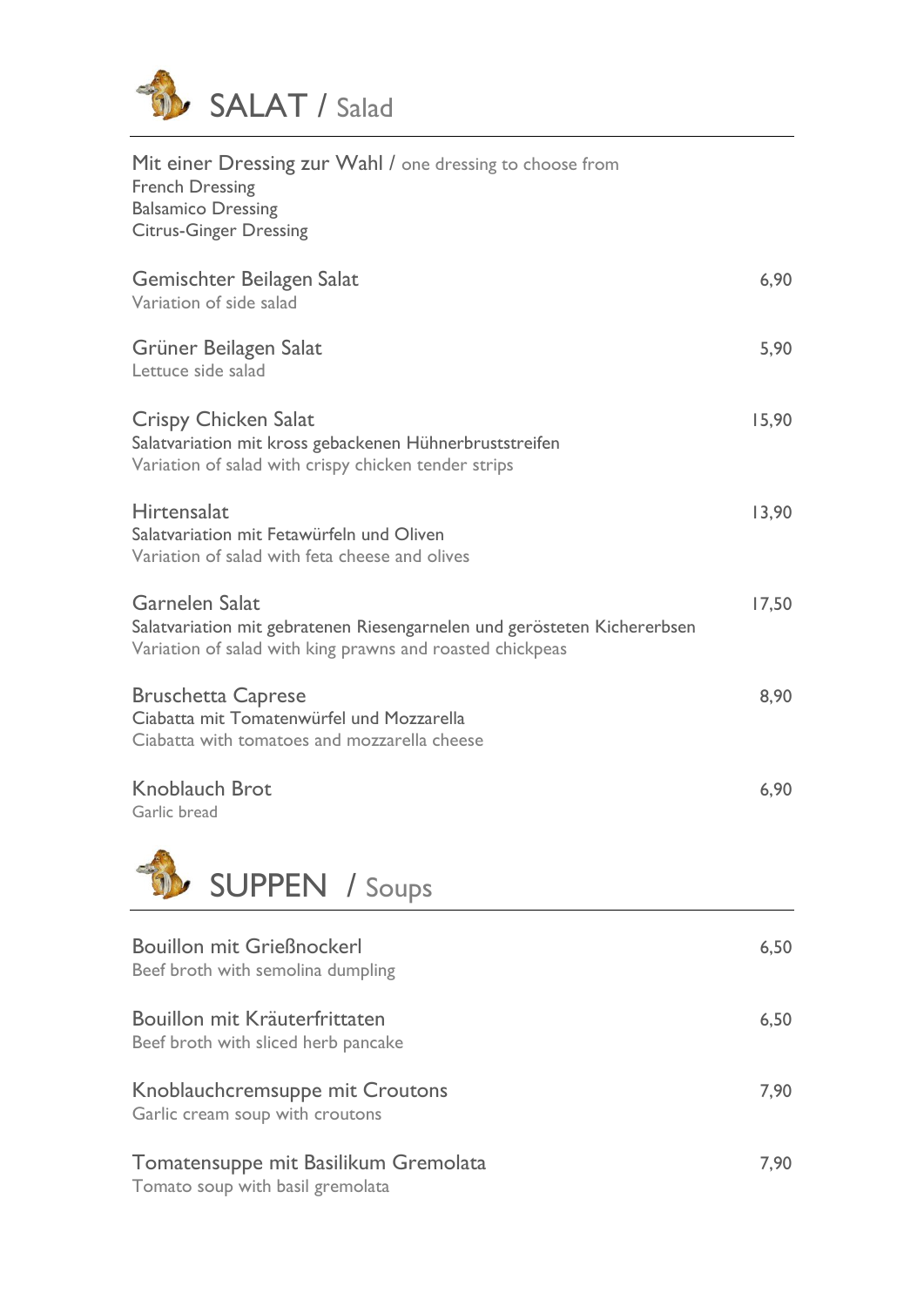# SALAT / Salad

Mit einer Dressing zur Wahl / one dressing to choose from
French Dressing
Balsamico Dressing
Citrus-Ginger Dressing

| | |
|---|---|
| **Gemischter Beilagen Salat**<br>Variation of side salad | 6,90 |
| **Grüner Beilagen Salat**<br>Lettuce side salad | 5,90 |
| **Crispy Chicken Salat**<br>Salatvariation mit kross gebackenen Hühnerbruststreifen<br>Variation of salad with crispy chicken tender strips | 15,90 |
| **Hirtensalat**<br>Salatvariation mit Fetawürfeln und Oliven<br>Variation of salad with feta cheese and olives | 13,90 |
| **Garnelen Salat**<br>Salatvariation mit gebratenen Riesengarnelen und gerösteten Kichererbsen<br>Variation of salad with king prawns and roasted chickpeas | 17,50 |
| **Bruschetta Caprese**<br>Ciabatta mit Tomatenwürfel und Mozzarella<br>Ciabatta with tomatoes and mozzarella cheese | 8,90 |
| **Knoblauch Brot**<br>Garlic bread | 6,90 |

# SUPPEN / Soups

| | |
|---|---|
| **Bouillon mit Grießnockerl**<br>Beef broth with semolina dumpling | 6,50 |
| **Bouillon mit Kräuterfrittaten**<br>Beef broth with sliced herb pancake | 6,50 |
| **Knoblauchcremsuppe mit Croutons**<br>Garlic cream soup with croutons | 7,90 |
| **Tomatensuppe mit Basilikum Gremolata**<br>Tomato soup with basil gremolata | 7,90 |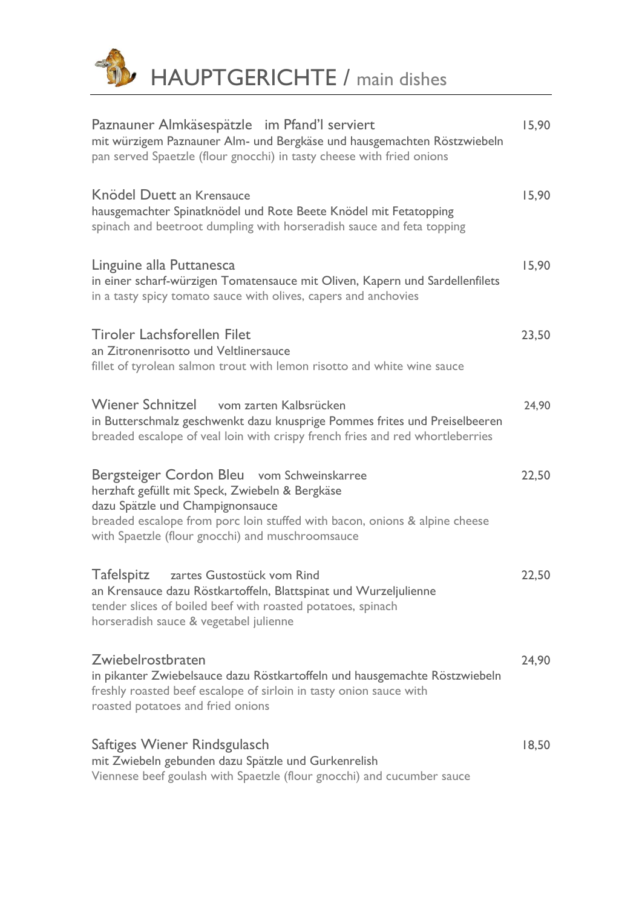# HAUPTGERICHTE / main dishes

**Paznauner Almkäsespätzle** im Pfand'l serviert — 15,90
mit würzigem Paznauner Alm- und Bergkäse und hausgemachten Röstzwiebeln
pan served Spaetzle (flour gnocchi) in tasty cheese with fried onions

**Knödel Duett** an Krensauce — 15,90
hausgemachter Spinatknödel und Rote Beete Knödel mit Fetatopping
spinach and beetroot dumpling with horseradish sauce and feta topping

**Linguine alla Puttanesca** — 15,90
in einer scharf-würzigen Tomatensauce mit Oliven, Kapern und Sardellenfilets
in a tasty spicy tomato sauce with olives, capers and anchovies

**Tiroler Lachsforellen Filet** — 23,50
an Zitronenrisotto und Veltlinersauce
fillet of tyrolean salmon trout with lemon risotto and white wine sauce

**Wiener Schnitzel** vom zarten Kalbsrücken — 24,90
in Butterschmalz geschwenkt dazu knusprige Pommes frites und Preiselbeeren
breaded escalope of veal loin with crispy french fries and red whortleberries

**Bergsteiger Cordon Bleu** vom Schweinskarree — 22,50
herzhaft gefüllt mit Speck, Zwiebeln & Bergkäse
dazu Spätzle und Champignonsauce
breaded escalope from porc loin stuffed with bacon, onions & alpine cheese
with Spaetzle (flour gnocchi) and muschroomsauce

**Tafelspitz** zartes Gustostück vom Rind — 22,50
an Krensauce dazu Röstkartoffeln, Blattspinat und Wurzeljulienne
tender slices of boiled beef with roasted potatoes, spinach
horseradish sauce & vegetabel julienne

**Zwiebelrostbraten** — 24,90
in pikanter Zwiebelsauce dazu Röstkartoffeln und hausgemachte Röstzwiebeln
freshly roasted beef escalope of sirloin in tasty onion sauce with
roasted potatoes and fried onions

**Saftiges Wiener Rindsgulasch** — 18,50
mit Zwiebeln gebunden dazu Spätzle und Gurkenrelish
Viennese beef goulash with Spaetzle (flour gnocchi) and cucumber sauce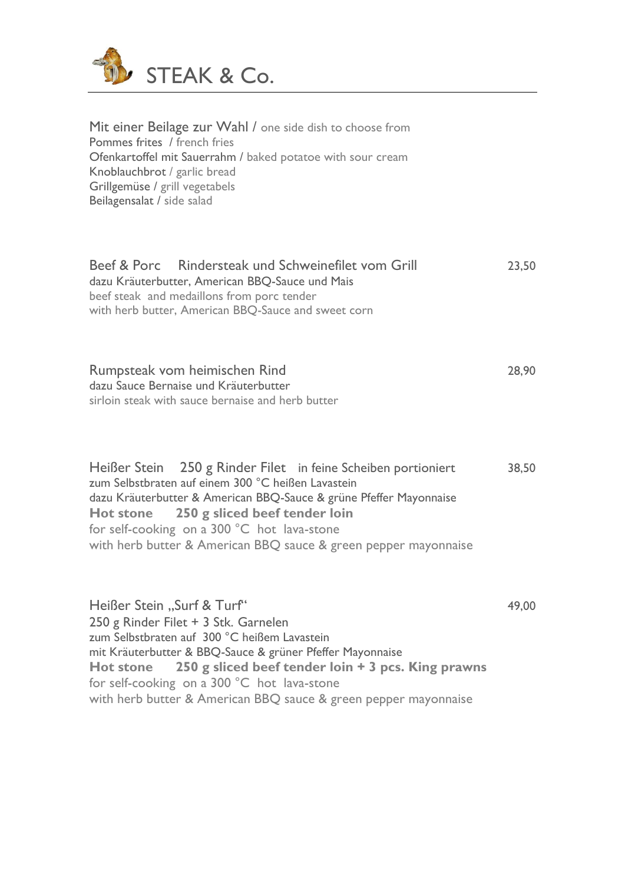# STEAK & Co.

Mit einer Beilage zur Wahl / one side dish to choose from
Pommes frites / french fries
Ofenkartoffel mit Sauerrahm / baked potatoe with sour cream
Knoblauchbrot / garlic bread
Grillgemüse / grill vegetabels
Beilagensalat / side salad

Beef & Porc Rindersteak und Schweinefilet vom Grill — 23,50
dazu Kräuterbutter, American BBQ-Sauce und Mais
beef steak and medaillons from porc tender
with herb butter, American BBQ-Sauce and sweet corn

Rumpsteak vom heimischen Rind — 28,90
dazu Sauce Bernaise und Kräuterbutter
sirloin steak with sauce bernaise and herb butter

Heißer Stein 250 g Rinder Filet in feine Scheiben portioniert — 38,50
zum Selbstbraten auf einem 300 °C heißen Lavastein
dazu Kräuterbutter & American BBQ-Sauce & grüne Pfeffer Mayonnaise
**Hot stone 250 g sliced beef tender loin**
for self-cooking on a 300 °C hot lava-stone
with herb butter & American BBQ sauce & green pepper mayonnaise

Heißer Stein „Surf & Turf" — 49,00
250 g Rinder Filet + 3 Stk. Garnelen
zum Selbstbraten auf 300 °C heißem Lavastein
mit Kräuterbutter & BBQ-Sauce & grüner Pfeffer Mayonnaise
**Hot stone 250 g sliced beef tender loin + 3 pcs. King prawns**
for self-cooking on a 300 °C hot lava-stone
with herb butter & American BBQ sauce & green pepper mayonnaise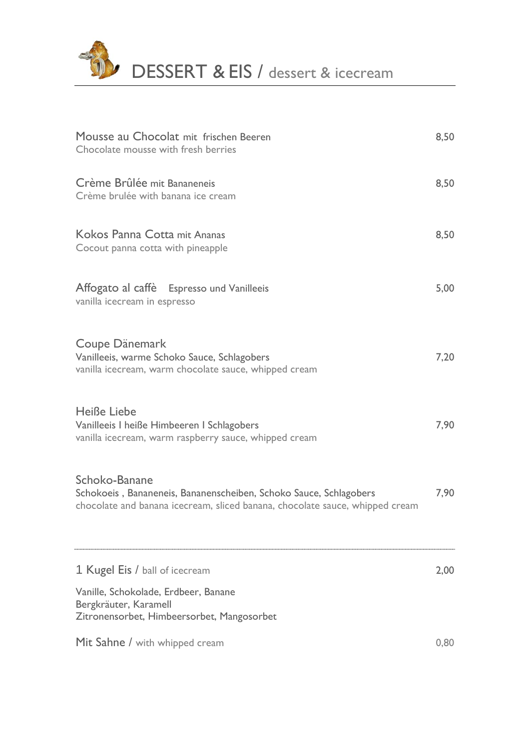# DESSERT & EIS / dessert & icecream

| | |
|---|---|
| **Mousse au Chocolat** mit frischen Beeren<br>Chocolate mousse with fresh berries | 8,50 |
| **Crème Brûlée** mit Bananeneis<br>Crème brulée with banana ice cream | 8,50 |
| **Kokos Panna Cotta** mit Ananas<br>Cocout panna cotta with pineapple | 8,50 |
| **Affogato al caffè** Espresso und Vanilleeis<br>vanilla icecream in espresso | 5,00 |
| **Coupe Dänemark**<br>Vanilleeis, warme Schoko Sauce, Schlagobers<br>vanilla icecream, warm chocolate sauce, whipped cream | 7,20 |
| **Heiße Liebe**<br>Vanilleeis I heiße Himbeeren I Schlagobers<br>vanilla icecream, warm raspberry sauce, whipped cream | 7,90 |
| **Schoko-Banane**<br>Schokoeis , Bananeneis, Bananenscheiben, Schoko Sauce, Schlagobers<br>chocolate and banana icecream, sliced banana, chocolate sauce, whipped cream | 7,90 |

---

| | |
|---|---|
| **1 Kugel Eis** / ball of icecream | 2,00 |
| Vanille, Schokolade, Erdbeer, Banane<br>Bergkräuter, Karamell<br>Zitronensorbet, Himbeersorbet, Mangosorbet | |
| **Mit Sahne** / with whipped cream | 0,80 |